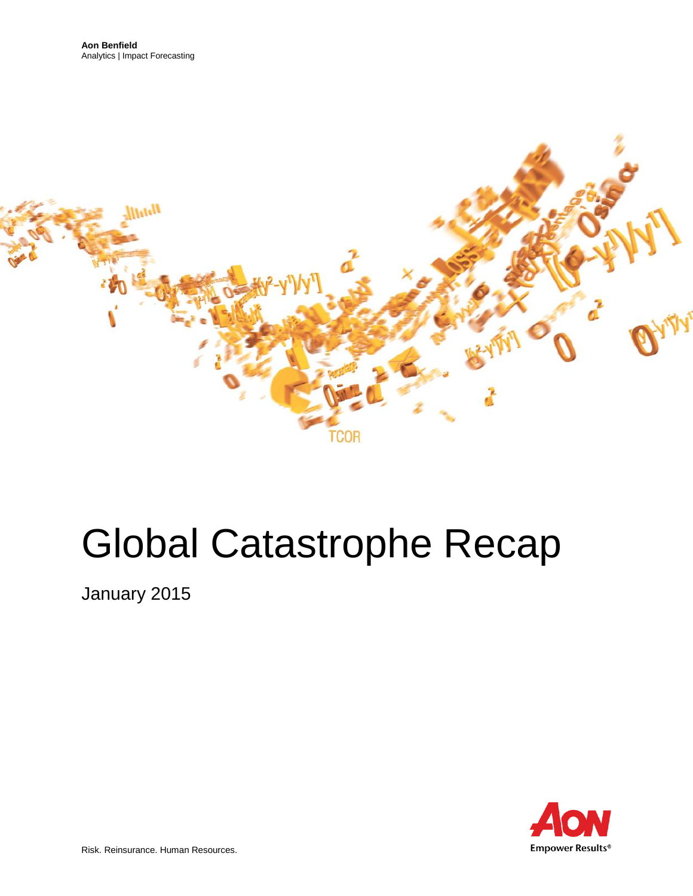**Aon Benfield**
Analytics | Impact Forecasting

# Global Catastrophe Recap

January 2015

Risk. Reinsurance. Human Resources.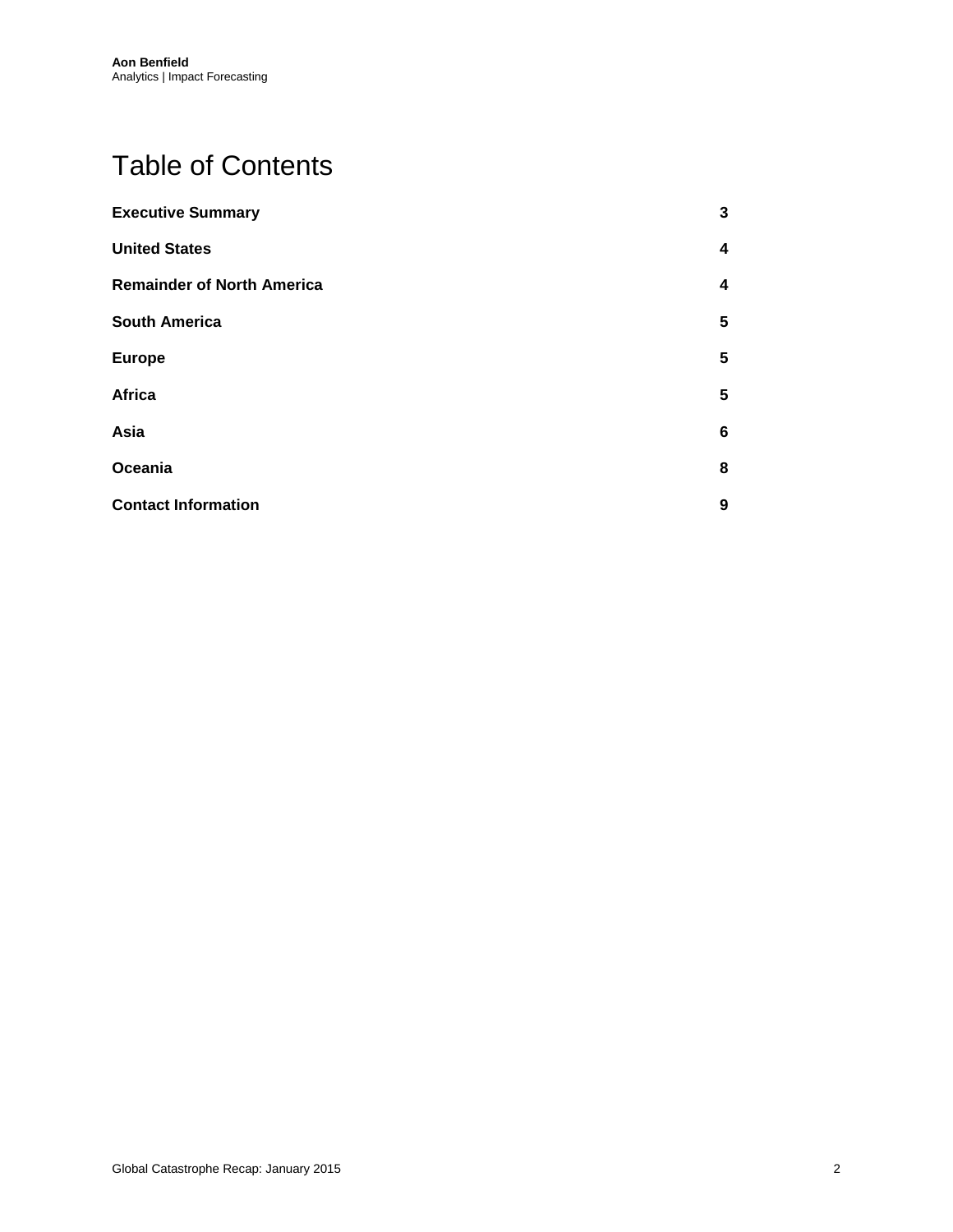# Table of Contents

| | |
|---|---|
| **Executive Summary** | **3** |
| **United States** | **4** |
| **Remainder of North America** | **4** |
| **South America** | **5** |
| **Europe** | **5** |
| **Africa** | **5** |
| **Asia** | **6** |
| **Oceania** | **8** |
| **Contact Information** | **9** |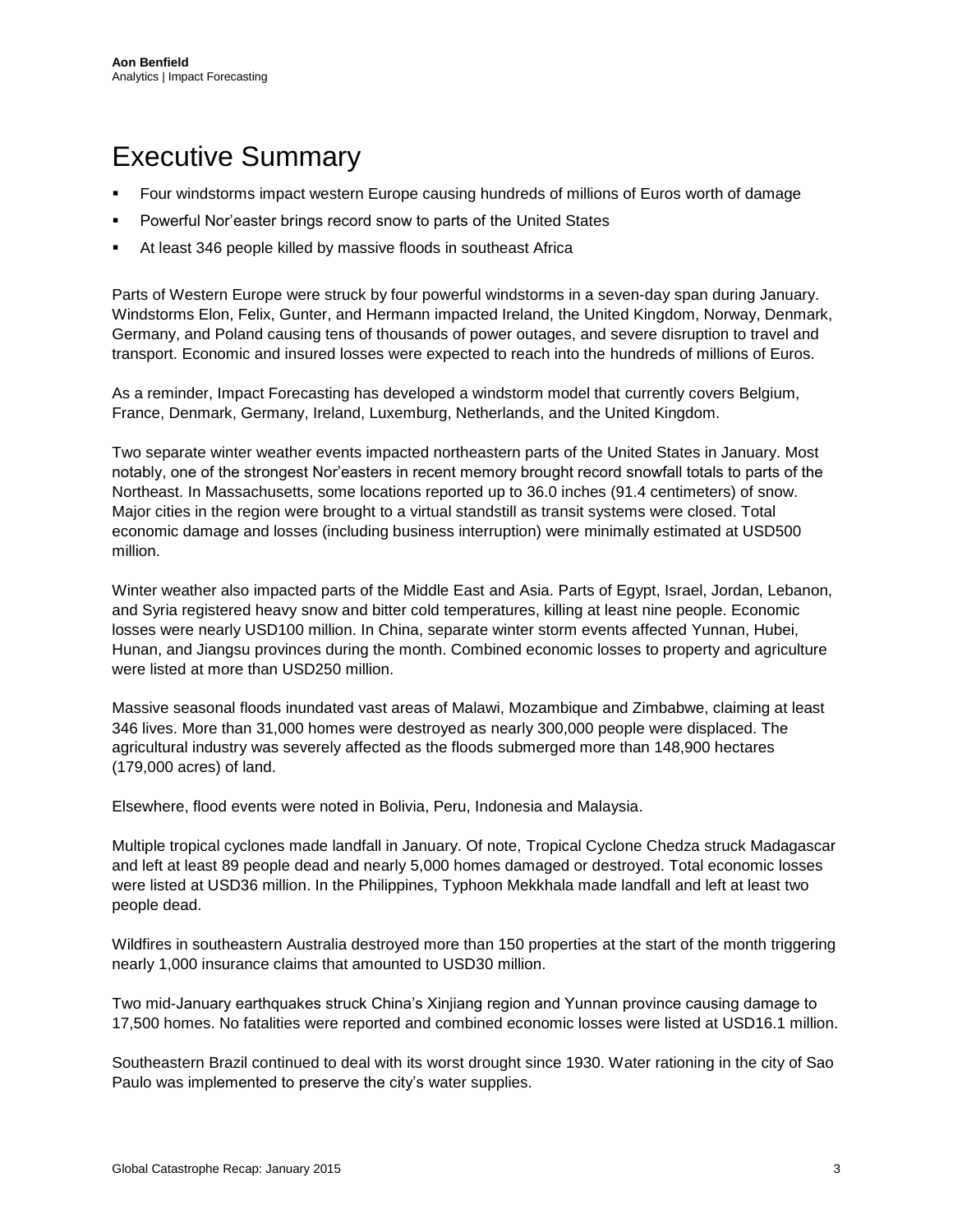# Executive Summary

- Four windstorms impact western Europe causing hundreds of millions of Euros worth of damage
- Powerful Nor'easter brings record snow to parts of the United States
- At least 346 people killed by massive floods in southeast Africa

Parts of Western Europe were struck by four powerful windstorms in a seven-day span during January. Windstorms Elon, Felix, Gunter, and Hermann impacted Ireland, the United Kingdom, Norway, Denmark, Germany, and Poland causing tens of thousands of power outages, and severe disruption to travel and transport. Economic and insured losses were expected to reach into the hundreds of millions of Euros.

As a reminder, Impact Forecasting has developed a windstorm model that currently covers Belgium, France, Denmark, Germany, Ireland, Luxemburg, Netherlands, and the United Kingdom.

Two separate winter weather events impacted northeastern parts of the United States in January. Most notably, one of the strongest Nor'easters in recent memory brought record snowfall totals to parts of the Northeast. In Massachusetts, some locations reported up to 36.0 inches (91.4 centimeters) of snow. Major cities in the region were brought to a virtual standstill as transit systems were closed. Total economic damage and losses (including business interruption) were minimally estimated at USD500 million.

Winter weather also impacted parts of the Middle East and Asia. Parts of Egypt, Israel, Jordan, Lebanon, and Syria registered heavy snow and bitter cold temperatures, killing at least nine people. Economic losses were nearly USD100 million. In China, separate winter storm events affected Yunnan, Hubei, Hunan, and Jiangsu provinces during the month. Combined economic losses to property and agriculture were listed at more than USD250 million.

Massive seasonal floods inundated vast areas of Malawi, Mozambique and Zimbabwe, claiming at least 346 lives. More than 31,000 homes were destroyed as nearly 300,000 people were displaced. The agricultural industry was severely affected as the floods submerged more than 148,900 hectares (179,000 acres) of land.

Elsewhere, flood events were noted in Bolivia, Peru, Indonesia and Malaysia.

Multiple tropical cyclones made landfall in January. Of note, Tropical Cyclone Chedza struck Madagascar and left at least 89 people dead and nearly 5,000 homes damaged or destroyed. Total economic losses were listed at USD36 million. In the Philippines, Typhoon Mekkhala made landfall and left at least two people dead.

Wildfires in southeastern Australia destroyed more than 150 properties at the start of the month triggering nearly 1,000 insurance claims that amounted to USD30 million.

Two mid-January earthquakes struck China's Xinjiang region and Yunnan province causing damage to 17,500 homes. No fatalities were reported and combined economic losses were listed at USD16.1 million.

Southeastern Brazil continued to deal with its worst drought since 1930. Water rationing in the city of Sao Paulo was implemented to preserve the city's water supplies.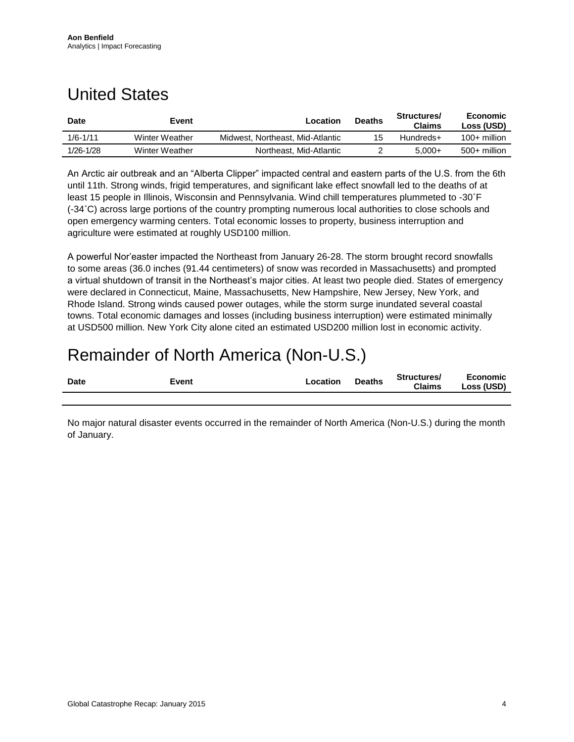# United States

| Date | Event | Location | Deaths | Structures/ Claims | Economic Loss (USD) |
| --- | --- | --- | --- | --- | --- |
| 1/6-1/11 | Winter Weather | Midwest, Northeast, Mid-Atlantic | 15 | Hundreds+ | 100+ million |
| 1/26-1/28 | Winter Weather | Northeast, Mid-Atlantic | 2 | 5,000+ | 500+ million |

An Arctic air outbreak and an "Alberta Clipper" impacted central and eastern parts of the U.S. from the 6th until 11th. Strong winds, frigid temperatures, and significant lake effect snowfall led to the deaths of at least 15 people in Illinois, Wisconsin and Pennsylvania. Wind chill temperatures plummeted to -30˚F (-34˚C) across large portions of the country prompting numerous local authorities to close schools and open emergency warming centers. Total economic losses to property, business interruption and agriculture were estimated at roughly USD100 million.

A powerful Nor'easter impacted the Northeast from January 26-28. The storm brought record snowfalls to some areas (36.0 inches (91.44 centimeters) of snow was recorded in Massachusetts) and prompted a virtual shutdown of transit in the Northeast's major cities. At least two people died. States of emergency were declared in Connecticut, Maine, Massachusetts, New Hampshire, New Jersey, New York, and Rhode Island. Strong winds caused power outages, while the storm surge inundated several coastal towns. Total economic damages and losses (including business interruption) were estimated minimally at USD500 million. New York City alone cited an estimated USD200 million lost in economic activity.

# Remainder of North America (Non-U.S.)

| Date | Event | Location | Deaths | Structures/ Claims | Economic Loss (USD) |
| --- | --- | --- | --- | --- | --- |

No major natural disaster events occurred in the remainder of North America (Non-U.S.) during the month of January.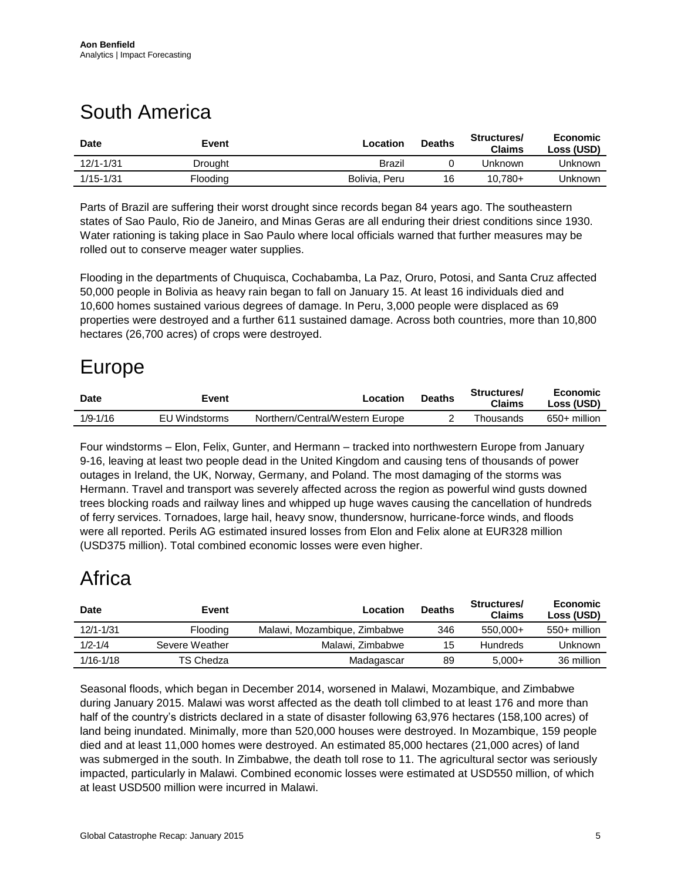# South America

| Date | Event | Location | Deaths | Structures/ Claims | Economic Loss (USD) |
|---|---|---|---|---|---|
| 12/1-1/31 | Drought | Brazil | 0 | Unknown | Unknown |
| 1/15-1/31 | Flooding | Bolivia, Peru | 16 | 10,780+ | Unknown |

Parts of Brazil are suffering their worst drought since records began 84 years ago. The southeastern states of Sao Paulo, Rio de Janeiro, and Minas Geras are all enduring their driest conditions since 1930. Water rationing is taking place in Sao Paulo where local officials warned that further measures may be rolled out to conserve meager water supplies.

Flooding in the departments of Chuquisca, Cochabamba, La Paz, Oruro, Potosi, and Santa Cruz affected 50,000 people in Bolivia as heavy rain began to fall on January 15. At least 16 individuals died and 10,600 homes sustained various degrees of damage. In Peru, 3,000 people were displaced as 69 properties were destroyed and a further 611 sustained damage. Across both countries, more than 10,800 hectares (26,700 acres) of crops were destroyed.

# Europe

| Date | Event | Location | Deaths | Structures/ Claims | Economic Loss (USD) |
|---|---|---|---|---|---|
| 1/9-1/16 | EU Windstorms | Northern/Central/Western Europe | 2 | Thousands | 650+ million |

Four windstorms – Elon, Felix, Gunter, and Hermann – tracked into northwestern Europe from January 9-16, leaving at least two people dead in the United Kingdom and causing tens of thousands of power outages in Ireland, the UK, Norway, Germany, and Poland. The most damaging of the storms was Hermann. Travel and transport was severely affected across the region as powerful wind gusts downed trees blocking roads and railway lines and whipped up huge waves causing the cancellation of hundreds of ferry services. Tornadoes, large hail, heavy snow, thundersnow, hurricane-force winds, and floods were all reported. Perils AG estimated insured losses from Elon and Felix alone at EUR328 million (USD375 million). Total combined economic losses were even higher.

# Africa

| Date | Event | Location | Deaths | Structures/ Claims | Economic Loss (USD) |
|---|---|---|---|---|---|
| 12/1-1/31 | Flooding | Malawi, Mozambique, Zimbabwe | 346 | 550,000+ | 550+ million |
| 1/2-1/4 | Severe Weather | Malawi, Zimbabwe | 15 | Hundreds | Unknown |
| 1/16-1/18 | TS Chedza | Madagascar | 89 | 5,000+ | 36 million |

Seasonal floods, which began in December 2014, worsened in Malawi, Mozambique, and Zimbabwe during January 2015. Malawi was worst affected as the death toll climbed to at least 176 and more than half of the country's districts declared in a state of disaster following 63,976 hectares (158,100 acres) of land being inundated. Minimally, more than 520,000 houses were destroyed. In Mozambique, 159 people died and at least 11,000 homes were destroyed. An estimated 85,000 hectares (21,000 acres) of land was submerged in the south. In Zimbabwe, the death toll rose to 11. The agricultural sector was seriously impacted, particularly in Malawi. Combined economic losses were estimated at USD550 million, of which at least USD500 million were incurred in Malawi.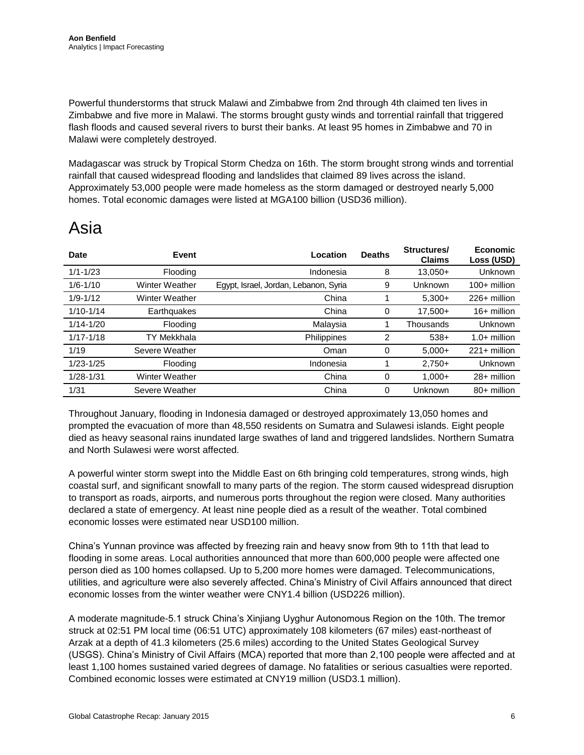Powerful thunderstorms that struck Malawi and Zimbabwe from 2nd through 4th claimed ten lives in Zimbabwe and five more in Malawi. The storms brought gusty winds and torrential rainfall that triggered flash floods and caused several rivers to burst their banks. At least 95 homes in Zimbabwe and 70 in Malawi were completely destroyed.

Madagascar was struck by Tropical Storm Chedza on 16th. The storm brought strong winds and torrential rainfall that caused widespread flooding and landslides that claimed 89 lives across the island. Approximately 53,000 people were made homeless as the storm damaged or destroyed nearly 5,000 homes. Total economic damages were listed at MGA100 billion (USD36 million).

# Asia

| Date | Event | Location | Deaths | Structures/ Claims | Economic Loss (USD) |
|---|---|---|---|---|---|
| 1/1-1/23 | Flooding | Indonesia | 8 | 13,050+ | Unknown |
| 1/6-1/10 | Winter Weather | Egypt, Israel, Jordan, Lebanon, Syria | 9 | Unknown | 100+ million |
| 1/9-1/12 | Winter Weather | China | 1 | 5,300+ | 226+ million |
| 1/10-1/14 | Earthquakes | China | 0 | 17,500+ | 16+ million |
| 1/14-1/20 | Flooding | Malaysia | 1 | Thousands | Unknown |
| 1/17-1/18 | TY Mekkhala | Philippines | 2 | 538+ | 1.0+ million |
| 1/19 | Severe Weather | Oman | 0 | 5,000+ | 221+ million |
| 1/23-1/25 | Flooding | Indonesia | 1 | 2,750+ | Unknown |
| 1/28-1/31 | Winter Weather | China | 0 | 1,000+ | 28+ million |
| 1/31 | Severe Weather | China | 0 | Unknown | 80+ million |

Throughout January, flooding in Indonesia damaged or destroyed approximately 13,050 homes and prompted the evacuation of more than 48,550 residents on Sumatra and Sulawesi islands. Eight people died as heavy seasonal rains inundated large swathes of land and triggered landslides. Northern Sumatra and North Sulawesi were worst affected.

A powerful winter storm swept into the Middle East on 6th bringing cold temperatures, strong winds, high coastal surf, and significant snowfall to many parts of the region. The storm caused widespread disruption to transport as roads, airports, and numerous ports throughout the region were closed. Many authorities declared a state of emergency. At least nine people died as a result of the weather. Total combined economic losses were estimated near USD100 million.

China's Yunnan province was affected by freezing rain and heavy snow from 9th to 11th that lead to flooding in some areas. Local authorities announced that more than 600,000 people were affected one person died as 100 homes collapsed. Up to 5,200 more homes were damaged. Telecommunications, utilities, and agriculture were also severely affected. China's Ministry of Civil Affairs announced that direct economic losses from the winter weather were CNY1.4 billion (USD226 million).

A moderate magnitude-5.1 struck China's Xinjiang Uyghur Autonomous Region on the 10th. The tremor struck at 02:51 PM local time (06:51 UTC) approximately 108 kilometers (67 miles) east-northeast of Arzak at a depth of 41.3 kilometers (25.6 miles) according to the United States Geological Survey (USGS). China's Ministry of Civil Affairs (MCA) reported that more than 2,100 people were affected and at least 1,100 homes sustained varied degrees of damage. No fatalities or serious casualties were reported. Combined economic losses were estimated at CNY19 million (USD3.1 million).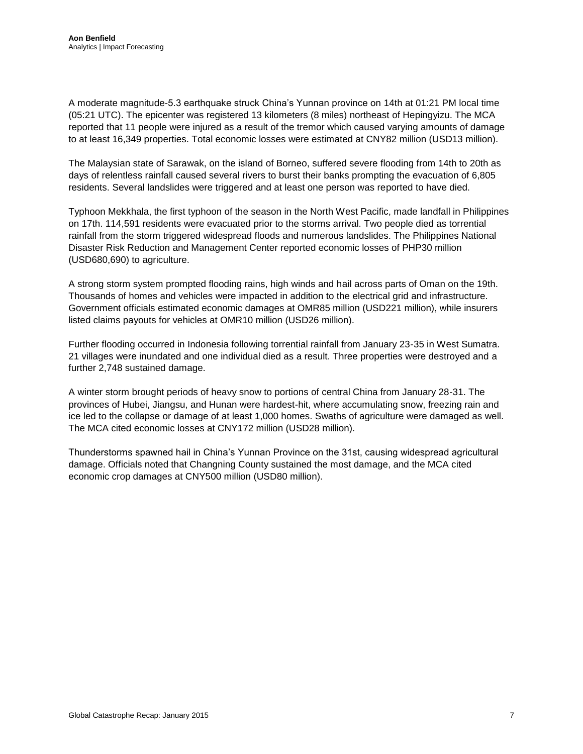A moderate magnitude-5.3 earthquake struck China's Yunnan province on 14th at 01:21 PM local time (05:21 UTC). The epicenter was registered 13 kilometers (8 miles) northeast of Hepingyizu. The MCA reported that 11 people were injured as a result of the tremor which caused varying amounts of damage to at least 16,349 properties. Total economic losses were estimated at CNY82 million (USD13 million).

The Malaysian state of Sarawak, on the island of Borneo, suffered severe flooding from 14th to 20th as days of relentless rainfall caused several rivers to burst their banks prompting the evacuation of 6,805 residents. Several landslides were triggered and at least one person was reported to have died.

Typhoon Mekkhala, the first typhoon of the season in the North West Pacific, made landfall in Philippines on 17th. 114,591 residents were evacuated prior to the storms arrival. Two people died as torrential rainfall from the storm triggered widespread floods and numerous landslides. The Philippines National Disaster Risk Reduction and Management Center reported economic losses of PHP30 million (USD680,690) to agriculture.

A strong storm system prompted flooding rains, high winds and hail across parts of Oman on the 19th. Thousands of homes and vehicles were impacted in addition to the electrical grid and infrastructure. Government officials estimated economic damages at OMR85 million (USD221 million), while insurers listed claims payouts for vehicles at OMR10 million (USD26 million).

Further flooding occurred in Indonesia following torrential rainfall from January 23-35 in West Sumatra. 21 villages were inundated and one individual died as a result. Three properties were destroyed and a further 2,748 sustained damage.

A winter storm brought periods of heavy snow to portions of central China from January 28-31. The provinces of Hubei, Jiangsu, and Hunan were hardest-hit, where accumulating snow, freezing rain and ice led to the collapse or damage of at least 1,000 homes. Swaths of agriculture were damaged as well. The MCA cited economic losses at CNY172 million (USD28 million).

Thunderstorms spawned hail in China's Yunnan Province on the 31st, causing widespread agricultural damage. Officials noted that Changning County sustained the most damage, and the MCA cited economic crop damages at CNY500 million (USD80 million).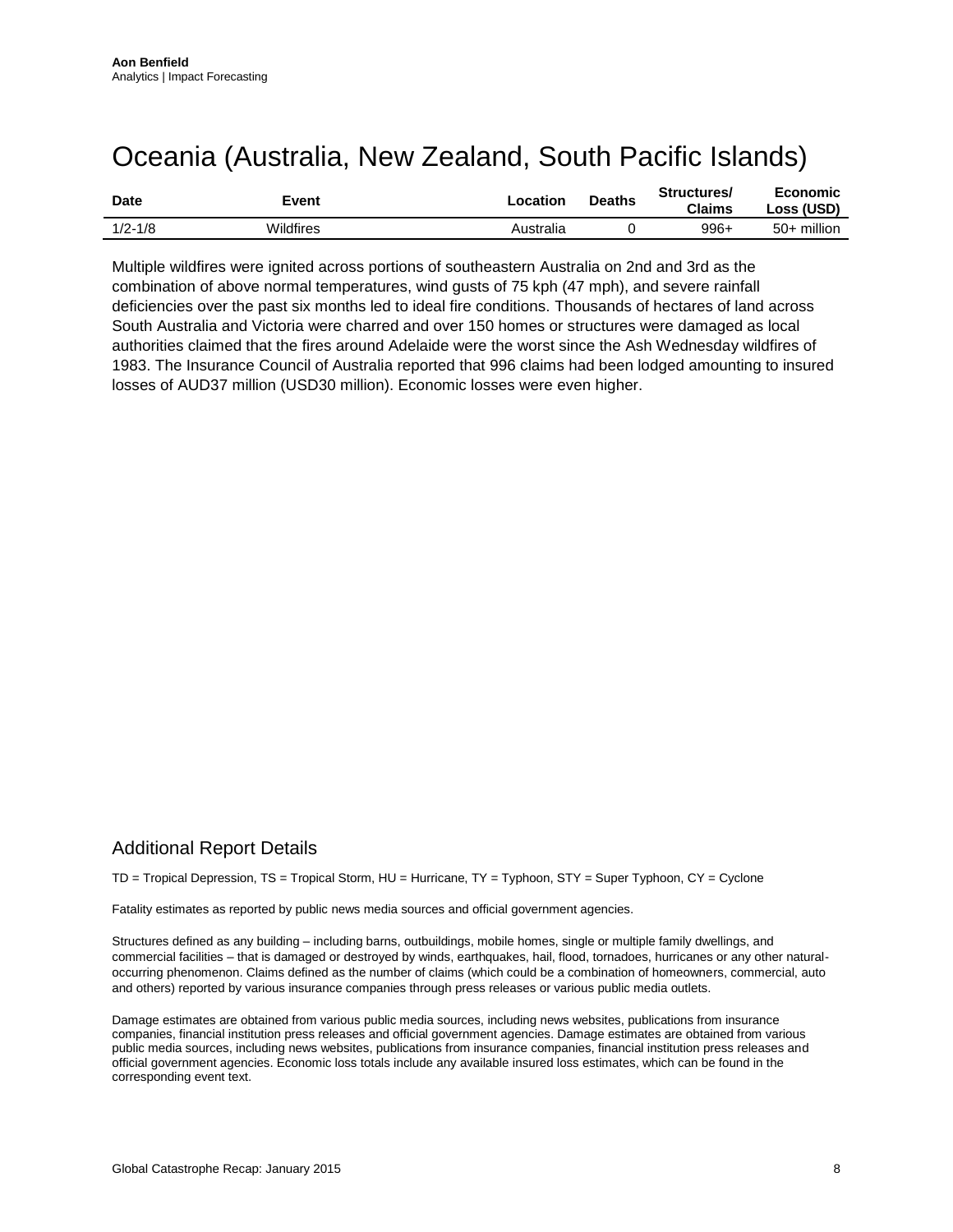# Oceania (Australia, New Zealand, South Pacific Islands)

| Date | Event | Location | Deaths | Structures/ Claims | Economic Loss (USD) |
|---|---|---|---|---|---|
| 1/2-1/8 | Wildfires | Australia | 0 | 996+ | 50+ million |

Multiple wildfires were ignited across portions of southeastern Australia on 2nd and 3rd as the combination of above normal temperatures, wind gusts of 75 kph (47 mph), and severe rainfall deficiencies over the past six months led to ideal fire conditions. Thousands of hectares of land across South Australia and Victoria were charred and over 150 homes or structures were damaged as local authorities claimed that the fires around Adelaide were the worst since the Ash Wednesday wildfires of 1983. The Insurance Council of Australia reported that 996 claims had been lodged amounting to insured losses of AUD37 million (USD30 million). Economic losses were even higher.

## Additional Report Details

TD = Tropical Depression, TS = Tropical Storm, HU = Hurricane, TY = Typhoon, STY = Super Typhoon, CY = Cyclone

Fatality estimates as reported by public news media sources and official government agencies.

Structures defined as any building – including barns, outbuildings, mobile homes, single or multiple family dwellings, and commercial facilities – that is damaged or destroyed by winds, earthquakes, hail, flood, tornadoes, hurricanes or any other natural-occurring phenomenon. Claims defined as the number of claims (which could be a combination of homeowners, commercial, auto and others) reported by various insurance companies through press releases or various public media outlets.

Damage estimates are obtained from various public media sources, including news websites, publications from insurance companies, financial institution press releases and official government agencies. Damage estimates are obtained from various public media sources, including news websites, publications from insurance companies, financial institution press releases and official government agencies. Economic loss totals include any available insured loss estimates, which can be found in the corresponding event text.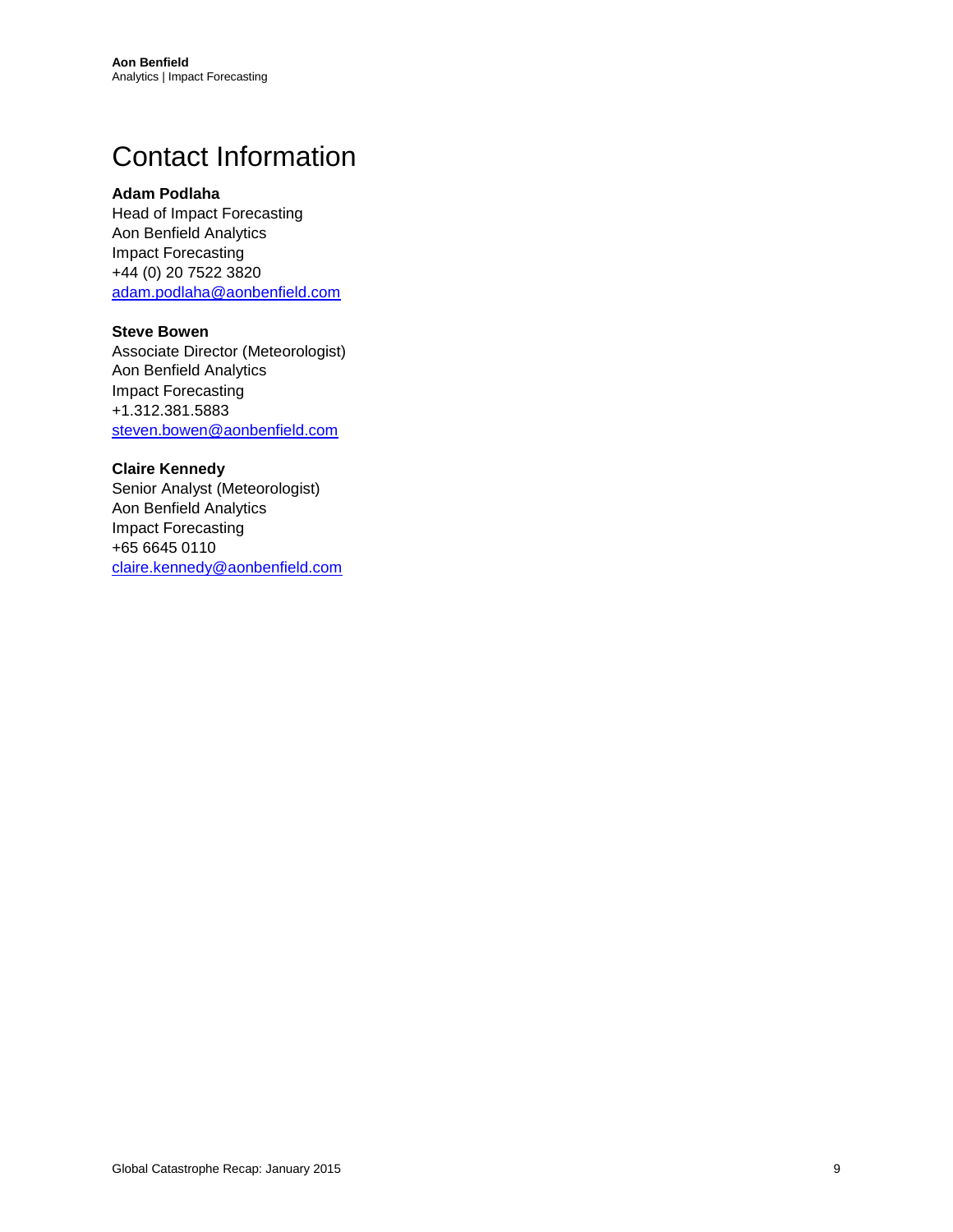# Contact Information

**Adam Podlaha**
Head of Impact Forecasting
Aon Benfield Analytics
Impact Forecasting
+44 (0) 20 7522 3820
adam.podlaha@aonbenfield.com

**Steve Bowen**
Associate Director (Meteorologist)
Aon Benfield Analytics
Impact Forecasting
+1.312.381.5883
steven.bowen@aonbenfield.com

**Claire Kennedy**
Senior Analyst (Meteorologist)
Aon Benfield Analytics
Impact Forecasting
+65 6645 0110
claire.kennedy@aonbenfield.com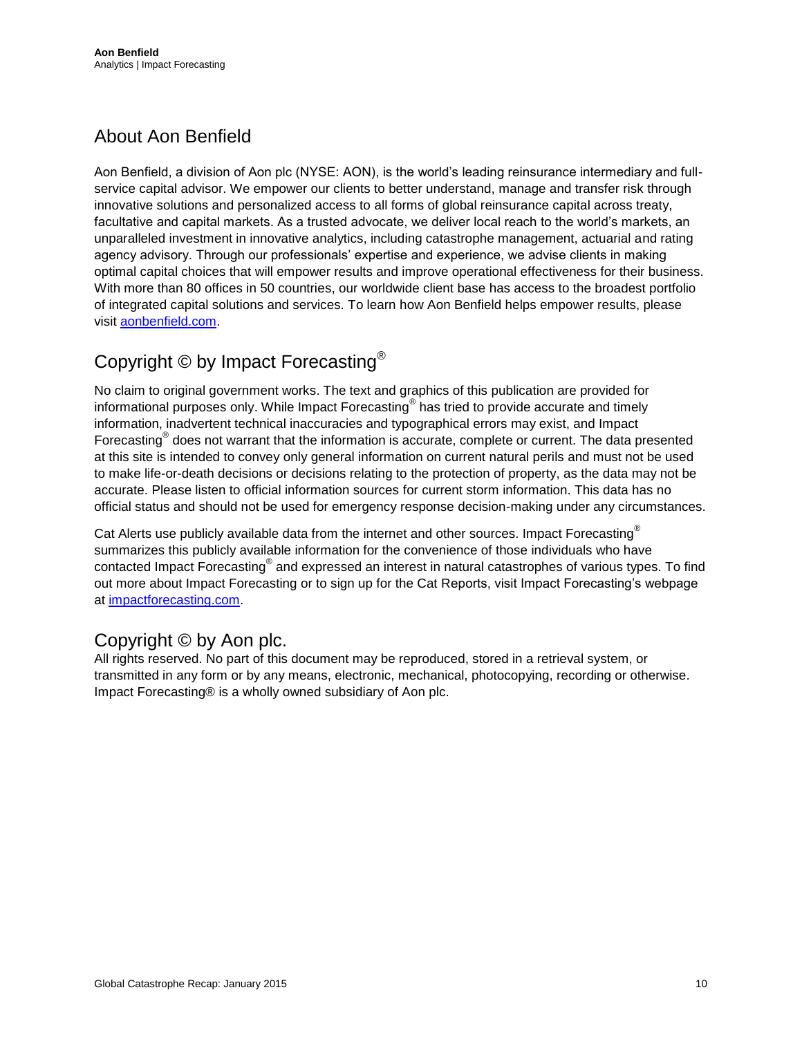## About Aon Benfield

Aon Benfield, a division of Aon plc (NYSE: AON), is the world's leading reinsurance intermediary and full-service capital advisor. We empower our clients to better understand, manage and transfer risk through innovative solutions and personalized access to all forms of global reinsurance capital across treaty, facultative and capital markets. As a trusted advocate, we deliver local reach to the world's markets, an unparalleled investment in innovative analytics, including catastrophe management, actuarial and rating agency advisory. Through our professionals' expertise and experience, we advise clients in making optimal capital choices that will empower results and improve operational effectiveness for their business. With more than 80 offices in 50 countries, our worldwide client base has access to the broadest portfolio of integrated capital solutions and services. To learn how Aon Benfield helps empower results, please visit [aonbenfield.com](aonbenfield.com).

## Copyright © by Impact Forecasting®

No claim to original government works. The text and graphics of this publication are provided for informational purposes only. While Impact Forecasting® has tried to provide accurate and timely information, inadvertent technical inaccuracies and typographical errors may exist, and Impact Forecasting® does not warrant that the information is accurate, complete or current. The data presented at this site is intended to convey only general information on current natural perils and must not be used to make life-or-death decisions or decisions relating to the protection of property, as the data may not be accurate. Please listen to official information sources for current storm information. This data has no official status and should not be used for emergency response decision-making under any circumstances.

Cat Alerts use publicly available data from the internet and other sources. Impact Forecasting® summarizes this publicly available information for the convenience of those individuals who have contacted Impact Forecasting® and expressed an interest in natural catastrophes of various types. To find out more about Impact Forecasting or to sign up for the Cat Reports, visit Impact Forecasting's webpage at [impactforecasting.com](impactforecasting.com).

## Copyright © by Aon plc.

All rights reserved. No part of this document may be reproduced, stored in a retrieval system, or transmitted in any form or by any means, electronic, mechanical, photocopying, recording or otherwise. Impact Forecasting® is a wholly owned subsidiary of Aon plc.